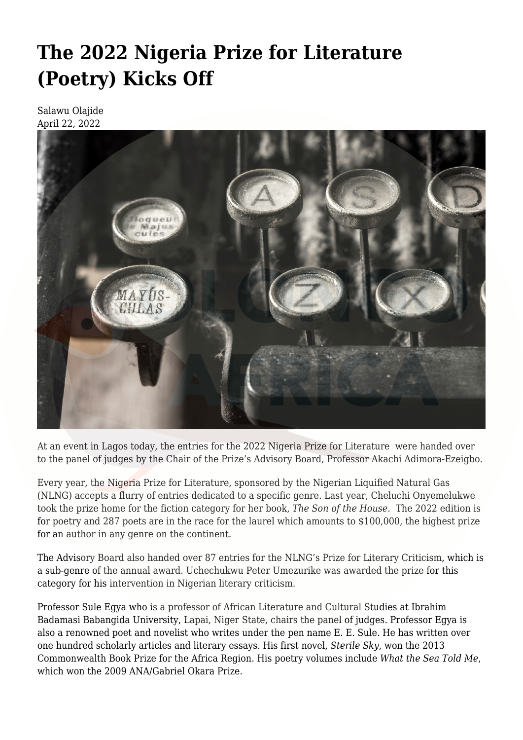# The 2022 Nigeria Prize for Literature (Poetry) Kicks Off

Salawu Olajide
April 22, 2022

At an event in Lagos today, the entries for the 2022 Nigeria Prize for Literature were handed over to the panel of judges by the Chair of the Prize's Advisory Board, Professor Akachi Adimora-Ezeigbo.

Every year, the Nigeria Prize for Literature, sponsored by the Nigerian Liquified Natural Gas (NLNG) accepts a flurry of entries dedicated to a specific genre. Last year, Cheluchi Onyemelukwe took the prize home for the fiction category for her book, *The Son of the House*. The 2022 edition is for poetry and 287 poets are in the race for the laurel which amounts to $100,000, the highest prize for an author in any genre on the continent.

The Advisory Board also handed over 87 entries for the NLNG's Prize for Literary Criticism, which is a sub-genre of the annual award. Uchechukwu Peter Umezurike was awarded the prize for this category for his intervention in Nigerian literary criticism.

Professor Sule Egya who is a professor of African Literature and Cultural Studies at Ibrahim Badamasi Babangida University, Lapai, Niger State, chairs the panel of judges. Professor Egya is also a renowned poet and novelist who writes under the pen name E. E. Sule. He has written over one hundred scholarly articles and literary essays. His first novel, *Sterile Sky*, won the 2013 Commonwealth Book Prize for the Africa Region. His poetry volumes include *What the Sea Told Me*, which won the 2009 ANA/Gabriel Okara Prize.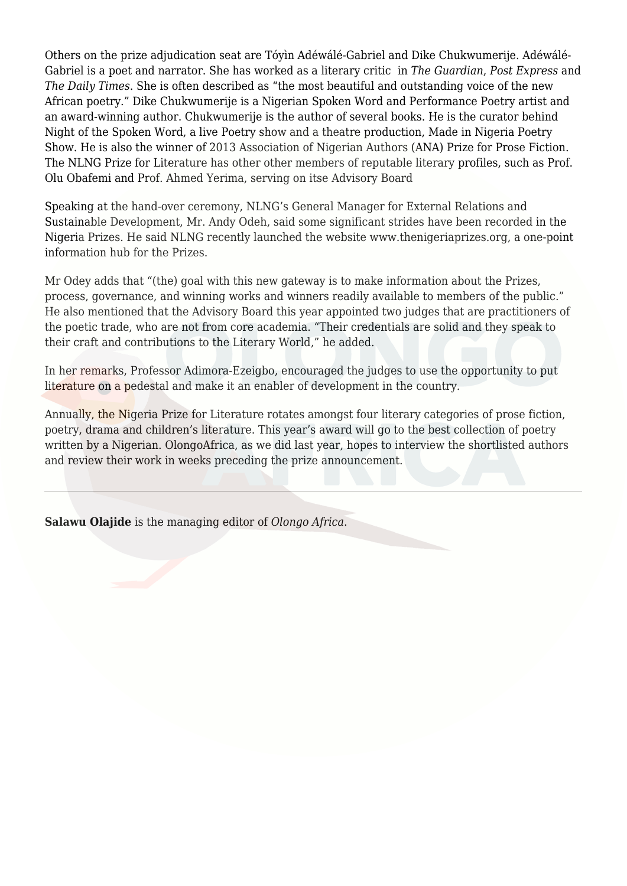Others on the prize adjudication seat are Tóyìn Adéwálé-Gabriel and Dike Chukwumerije. Adéwálé-Gabriel is a poet and narrator. She has worked as a literary critic in *The Guardian*, *Post Express* and *The Daily Times*. She is often described as "the most beautiful and outstanding voice of the new African poetry." Dike Chukwumerije is a Nigerian Spoken Word and Performance Poetry artist and an award-winning author. Chukwumerije is the author of several books. He is the curator behind Night of the Spoken Word, a live Poetry show and a theatre production, Made in Nigeria Poetry Show. He is also the winner of 2013 Association of Nigerian Authors (ANA) Prize for Prose Fiction. The NLNG Prize for Literature has other other members of reputable literary profiles, such as Prof. Olu Obafemi and Prof. Ahmed Yerima, serving on itse Advisory Board

Speaking at the hand-over ceremony, NLNG's General Manager for External Relations and Sustainable Development, Mr. Andy Odeh, said some significant strides have been recorded in the Nigeria Prizes. He said NLNG recently launched the website www.thenigeriaprizes.org, a one-point information hub for the Prizes.

Mr Odey adds that "(the) goal with this new gateway is to make information about the Prizes, process, governance, and winning works and winners readily available to members of the public." He also mentioned that the Advisory Board this year appointed two judges that are practitioners of the poetic trade, who are not from core academia. "Their credentials are solid and they speak to their craft and contributions to the Literary World," he added.

In her remarks, Professor Adimora-Ezeigbo, encouraged the judges to use the opportunity to put literature on a pedestal and make it an enabler of development in the country.

Annually, the Nigeria Prize for Literature rotates amongst four literary categories of prose fiction, poetry, drama and children's literature. This year's award will go to the best collection of poetry written by a Nigerian. OlongoAfrica, as we did last year, hopes to interview the shortlisted authors and review their work in weeks preceding the prize announcement.

---

**Salawu Olajide** is the managing editor of *Olongo Africa*.